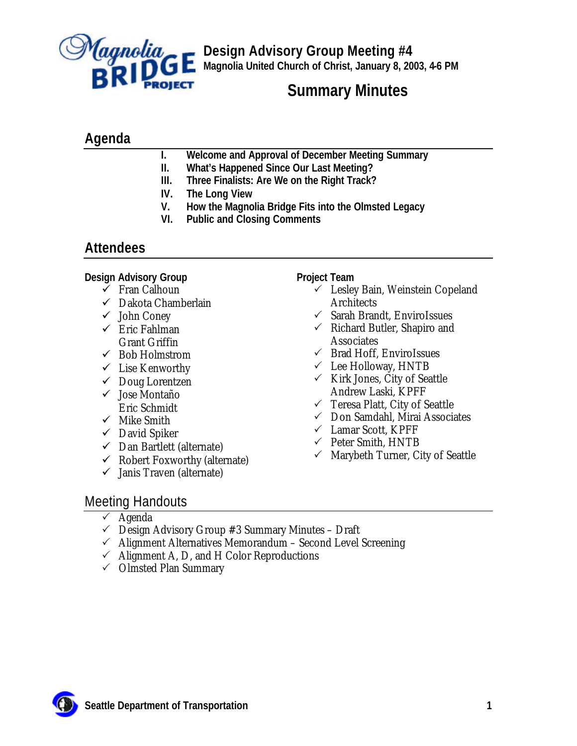# Design Advisory Group Meeting #4

**Magnolia United Church of Christ, January 8, 2003, 4-6 PM**

## Summary Minutes

## Agenda

I. **Welcome and Approval of December Meeting Summary**
II. **What's Happened Since Our Last Meeting?**
III. **Three Finalists: Are We on the Right Track?**
IV. **The Long View**
V. **How the Magnolia Bridge Fits into the Olmsted Legacy**
VI. **Public and Closing Comments**

## Attendees

**Design Advisory Group**

- ✓ Fran Calhoun
- ✓ Dakota Chamberlain
- ✓ John Coney
- ✓ Eric Fahlman
- Grant Griffin
- ✓ Bob Holmstrom
- ✓ Lise Kenworthy
- ✓ Doug Lorentzen
- ✓ Jose Montaño
- Eric Schmidt
- ✓ Mike Smith
- ✓ David Spiker
- ✓ Dan Bartlett (alternate)
- ✓ Robert Foxworthy (alternate)
- ✓ Janis Traven (alternate)

**Project Team**

- ✓ Lesley Bain, Weinstein Copeland Architects
- ✓ Sarah Brandt, EnviroIssues
- ✓ Richard Butler, Shapiro and Associates
- ✓ Brad Hoff, EnviroIssues
- ✓ Lee Holloway, HNTB
- ✓ Kirk Jones, City of Seattle
- Andrew Laski, KPFF
- ✓ Teresa Platt, City of Seattle
- ✓ Don Samdahl, Mirai Associates
- ✓ Lamar Scott, KPFF
- ✓ Peter Smith, HNTB
- ✓ Marybeth Turner, City of Seattle

## Meeting Handouts

- ✓ Agenda
- ✓ Design Advisory Group #3 Summary Minutes – Draft
- ✓ Alignment Alternatives Memorandum – Second Level Screening
- ✓ Alignment A, D, and H Color Reproductions
- ✓ Olmsted Plan Summary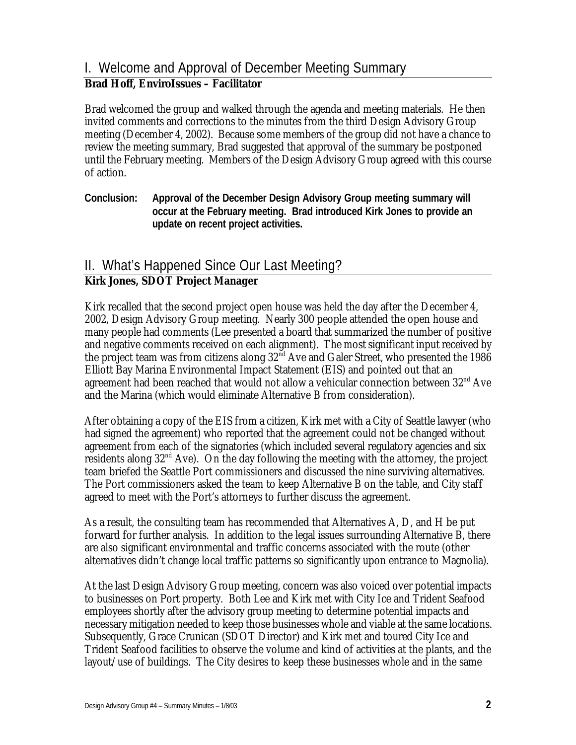## I. Welcome and Approval of December Meeting Summary

**Brad Hoff, EnviroIssues – Facilitator**

Brad welcomed the group and walked through the agenda and meeting materials. He then invited comments and corrections to the minutes from the third Design Advisory Group meeting (December 4, 2002). Because some members of the group did not have a chance to review the meeting summary, Brad suggested that approval of the summary be postponed until the February meeting. Members of the Design Advisory Group agreed with this course of action.

**Conclusion: Approval of the December Design Advisory Group meeting summary will occur at the February meeting. Brad introduced Kirk Jones to provide an update on recent project activities.**

## II. What's Happened Since Our Last Meeting?

**Kirk Jones, SDOT Project Manager**

Kirk recalled that the second project open house was held the day after the December 4, 2002, Design Advisory Group meeting. Nearly 300 people attended the open house and many people had comments (Lee presented a board that summarized the number of positive and negative comments received on each alignment). The most significant input received by the project team was from citizens along 32nd Ave and Galer Street, who presented the 1986 Elliott Bay Marina Environmental Impact Statement (EIS) and pointed out that an agreement had been reached that would not allow a vehicular connection between 32nd Ave and the Marina (which would eliminate Alternative B from consideration).

After obtaining a copy of the EIS from a citizen, Kirk met with a City of Seattle lawyer (who had signed the agreement) who reported that the agreement could not be changed without agreement from each of the signatories (which included several regulatory agencies and six residents along 32nd Ave). On the day following the meeting with the attorney, the project team briefed the Seattle Port commissioners and discussed the nine surviving alternatives. The Port commissioners asked the team to keep Alternative B on the table, and City staff agreed to meet with the Port's attorneys to further discuss the agreement.

As a result, the consulting team has recommended that Alternatives A, D, and H be put forward for further analysis. In addition to the legal issues surrounding Alternative B, there are also significant environmental and traffic concerns associated with the route (other alternatives didn't change local traffic patterns so significantly upon entrance to Magnolia).

At the last Design Advisory Group meeting, concern was also voiced over potential impacts to businesses on Port property. Both Lee and Kirk met with City Ice and Trident Seafood employees shortly after the advisory group meeting to determine potential impacts and necessary mitigation needed to keep those businesses whole and viable at the same locations. Subsequently, Grace Crunican (SDOT Director) and Kirk met and toured City Ice and Trident Seafood facilities to observe the volume and kind of activities at the plants, and the layout/use of buildings. The City desires to keep these businesses whole and in the same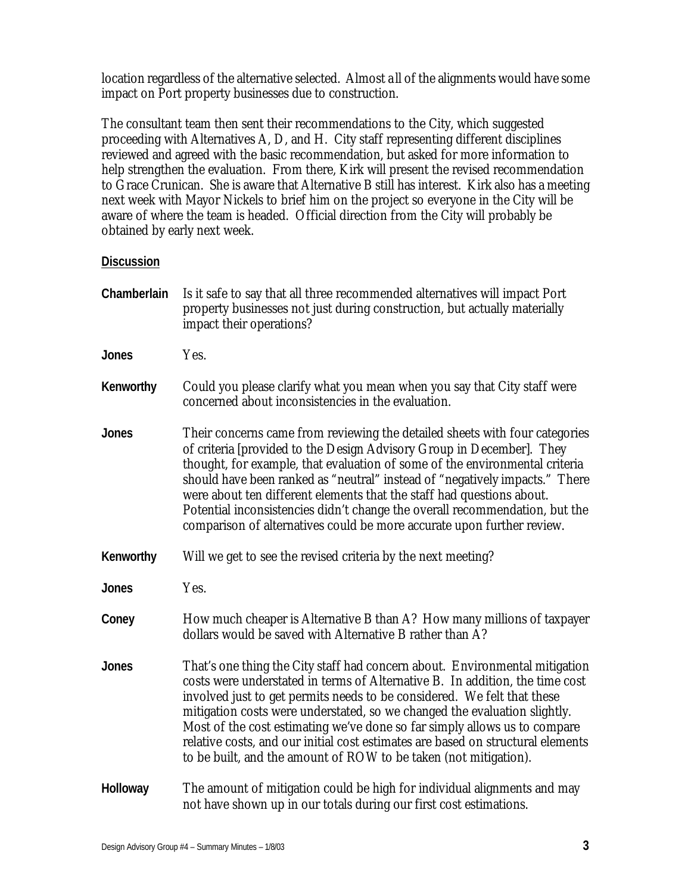location regardless of the alternative selected. Almost all of the alignments would have some impact on Port property businesses due to construction.

The consultant team then sent their recommendations to the City, which suggested proceeding with Alternatives A, D, and H. City staff representing different disciplines reviewed and agreed with the basic recommendation, but asked for more information to help strengthen the evaluation. From there, Kirk will present the revised recommendation to Grace Crunican. She is aware that Alternative B still has interest. Kirk also has a meeting next week with Mayor Nickels to brief him on the project so everyone in the City will be aware of where the team is headed. Official direction from the City will probably be obtained by early next week.

**Discussion**

**Chamberlain** Is it safe to say that all three recommended alternatives will impact Port property businesses not just during construction, but actually materially impact their operations?

**Jones** Yes.

**Kenworthy** Could you please clarify what you mean when you say that City staff were concerned about inconsistencies in the evaluation.

**Jones** Their concerns came from reviewing the detailed sheets with four categories of criteria [provided to the Design Advisory Group in December]. They thought, for example, that evaluation of some of the environmental criteria should have been ranked as "neutral" instead of "negatively impacts." There were about ten different elements that the staff had questions about. Potential inconsistencies didn't change the overall recommendation, but the comparison of alternatives could be more accurate upon further review.

**Kenworthy** Will we get to see the revised criteria by the next meeting?

**Jones** Yes.

**Coney** How much cheaper is Alternative B than A? How many millions of taxpayer dollars would be saved with Alternative B rather than A?

**Jones** That's one thing the City staff had concern about. Environmental mitigation costs were understated in terms of Alternative B. In addition, the time cost involved just to get permits needs to be considered. We felt that these mitigation costs were understated, so we changed the evaluation slightly. Most of the cost estimating we've done so far simply allows us to compare relative costs, and our initial cost estimates are based on structural elements to be built, and the amount of ROW to be taken (not mitigation).

**Holloway** The amount of mitigation could be high for individual alignments and may not have shown up in our totals during our first cost estimations.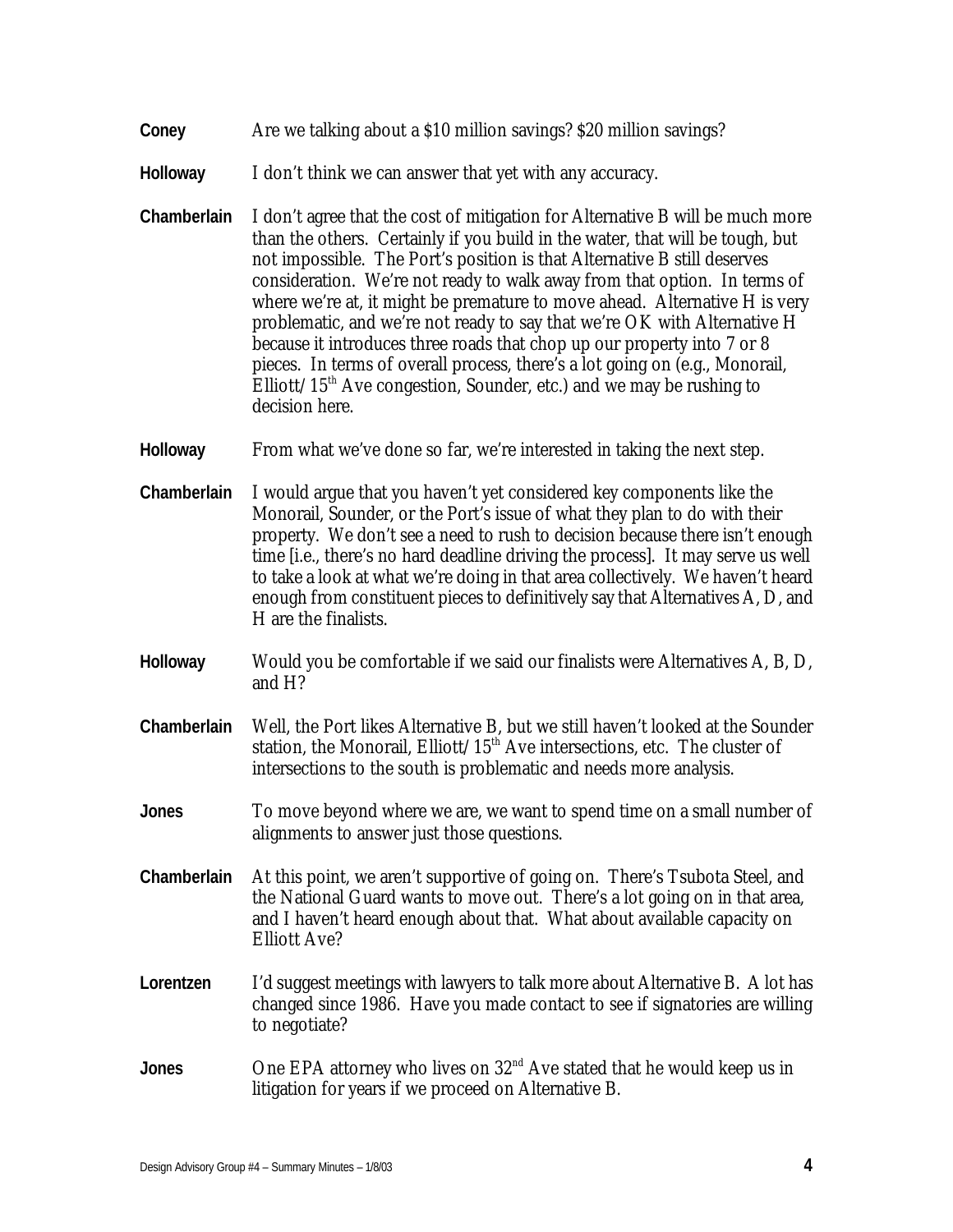**Coney** Are we talking about a $10 million savings? $20 million savings?

**Holloway** I don't think we can answer that yet with any accuracy.

**Chamberlain** I don't agree that the cost of mitigation for Alternative B will be much more than the others. Certainly if you build in the water, that will be tough, but not impossible. The Port's position is that Alternative B still deserves consideration. We're not ready to walk away from that option. In terms of where we're at, it might be premature to move ahead. Alternative H is very problematic, and we're not ready to say that we're OK with Alternative H because it introduces three roads that chop up our property into 7 or 8 pieces. In terms of overall process, there's a lot going on (e.g., Monorail, Elliott/15th Ave congestion, Sounder, etc.) and we may be rushing to decision here.

**Holloway** From what we've done so far, we're interested in taking the next step.

**Chamberlain** I would argue that you haven't yet considered key components like the Monorail, Sounder, or the Port's issue of what they plan to do with their property. We don't see a need to rush to decision because there isn't enough time [i.e., there's no hard deadline driving the process]. It may serve us well to take a look at what we're doing in that area collectively. We haven't heard enough from constituent pieces to definitively say that Alternatives A, D, and H are the finalists.

**Holloway** Would you be comfortable if we said our finalists were Alternatives A, B, D, and H?

**Chamberlain** Well, the Port likes Alternative B, but we still haven't looked at the Sounder station, the Monorail, Elliott/15th Ave intersections, etc. The cluster of intersections to the south is problematic and needs more analysis.

**Jones** To move beyond where we are, we want to spend time on a small number of alignments to answer just those questions.

**Chamberlain** At this point, we aren't supportive of going on. There's Tsubota Steel, and the National Guard wants to move out. There's a lot going on in that area, and I haven't heard enough about that. What about available capacity on Elliott Ave?

**Lorentzen** I'd suggest meetings with lawyers to talk more about Alternative B. A lot has changed since 1986. Have you made contact to see if signatories are willing to negotiate?

**Jones** One EPA attorney who lives on 32nd Ave stated that he would keep us in litigation for years if we proceed on Alternative B.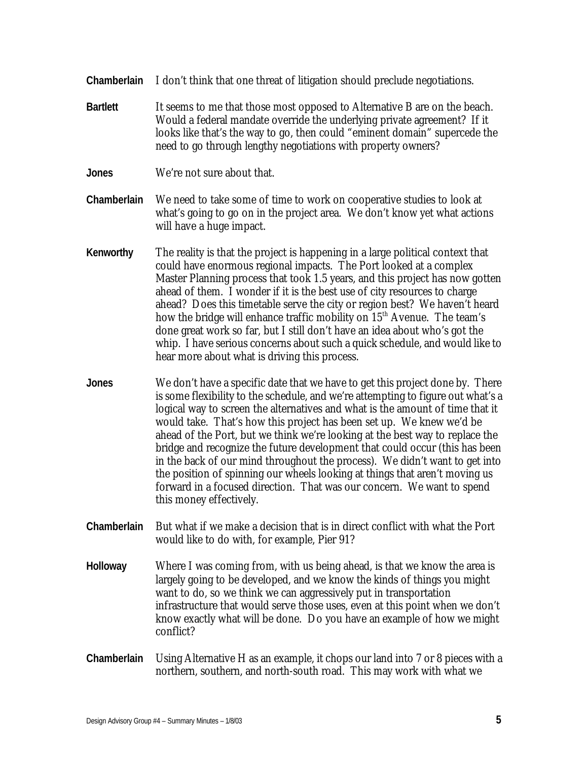**Chamberlain** I don't think that one threat of litigation should preclude negotiations.

**Bartlett** It seems to me that those most opposed to Alternative B are on the beach. Would a federal mandate override the underlying private agreement? If it looks like that's the way to go, then could "eminent domain" supercede the need to go through lengthy negotiations with property owners?

**Jones** We're not sure about that.

**Chamberlain** We need to take some of time to work on cooperative studies to look at what's going to go on in the project area. We don't know yet what actions will have a huge impact.

**Kenworthy** The reality is that the project is happening in a large political context that could have enormous regional impacts. The Port looked at a complex Master Planning process that took 1.5 years, and this project has now gotten ahead of them. I wonder if it is the best use of city resources to charge ahead? Does this timetable serve the city or region best? We haven't heard how the bridge will enhance traffic mobility on 15th Avenue. The team's done great work so far, but I still don't have an idea about who's got the whip. I have serious concerns about such a quick schedule, and would like to hear more about what is driving this process.

**Jones** We don't have a specific date that we have to get this project done by. There is some flexibility to the schedule, and we're attempting to figure out what's a logical way to screen the alternatives and what is the amount of time that it would take. That's how this project has been set up. We knew we'd be ahead of the Port, but we think we're looking at the best way to replace the bridge and recognize the future development that could occur (this has been in the back of our mind throughout the process). We didn't want to get into the position of spinning our wheels looking at things that aren't moving us forward in a focused direction. That was our concern. We want to spend this money effectively.

**Chamberlain** But what if we make a decision that is in direct conflict with what the Port would like to do with, for example, Pier 91?

**Holloway** Where I was coming from, with us being ahead, is that we know the area is largely going to be developed, and we know the kinds of things you might want to do, so we think we can aggressively put in transportation infrastructure that would serve those uses, even at this point when we don't know exactly what will be done. Do you have an example of how we might conflict?

**Chamberlain** Using Alternative H as an example, it chops our land into 7 or 8 pieces with a northern, southern, and north-south road. This may work with what we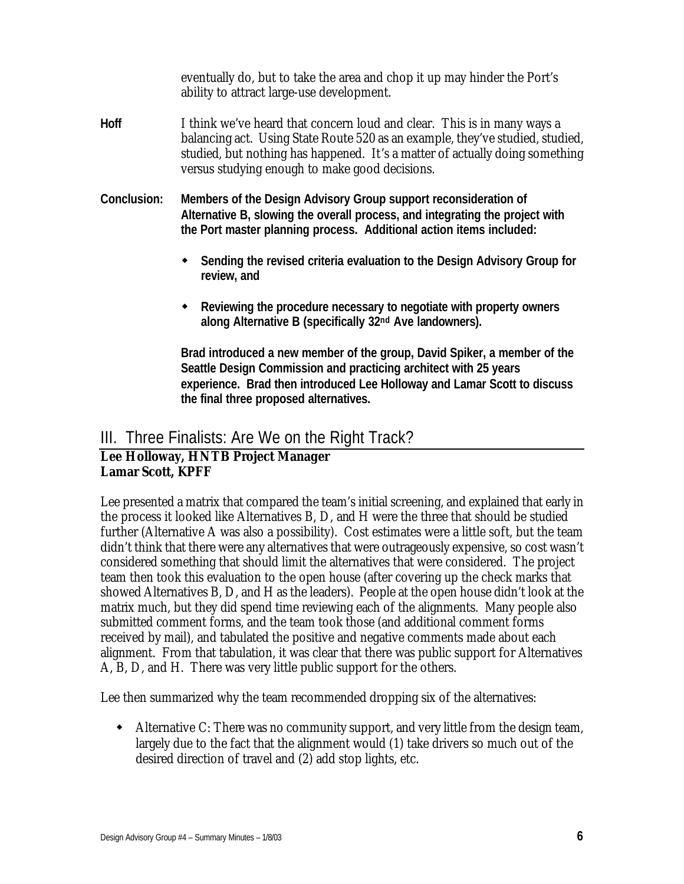eventually do, but to take the area and chop it up may hinder the Port's ability to attract large-use development.

**Hoff** I think we've heard that concern loud and clear. This is in many ways a balancing act. Using State Route 520 as an example, they've studied, studied, studied, but nothing has happened. It's a matter of actually doing something versus studying enough to make good decisions.

**Conclusion: Members of the Design Advisory Group support reconsideration of Alternative B, slowing the overall process, and integrating the project with the Port master planning process. Additional action items included:**

- **Sending the revised criteria evaluation to the Design Advisory Group for review, and**
- **Reviewing the procedure necessary to negotiate with property owners along Alternative B (specifically 32nd Ave landowners).**

**Brad introduced a new member of the group, David Spiker, a member of the Seattle Design Commission and practicing architect with 25 years experience. Brad then introduced Lee Holloway and Lamar Scott to discuss the final three proposed alternatives.**

## III. Three Finalists: Are We on the Right Track?

**Lee Holloway, HNTB Project Manager**
**Lamar Scott, KPFF**

Lee presented a matrix that compared the team's initial screening, and explained that early in the process it looked like Alternatives B, D, and H were the three that should be studied further (Alternative A was also a possibility). Cost estimates were a little soft, but the team didn't think that there were any alternatives that were outrageously expensive, so cost wasn't considered something that should limit the alternatives that were considered. The project team then took this evaluation to the open house (after covering up the check marks that showed Alternatives B, D, and H as the leaders). People at the open house didn't look at the matrix much, but they did spend time reviewing each of the alignments. Many people also submitted comment forms, and the team took those (and additional comment forms received by mail), and tabulated the positive and negative comments made about each alignment. From that tabulation, it was clear that there was public support for Alternatives A, B, D, and H. There was very little public support for the others.

Lee then summarized why the team recommended dropping six of the alternatives:

- Alternative C: There was no community support, and very little from the design team, largely due to the fact that the alignment would (1) take drivers so much out of the desired direction of travel and (2) add stop lights, etc.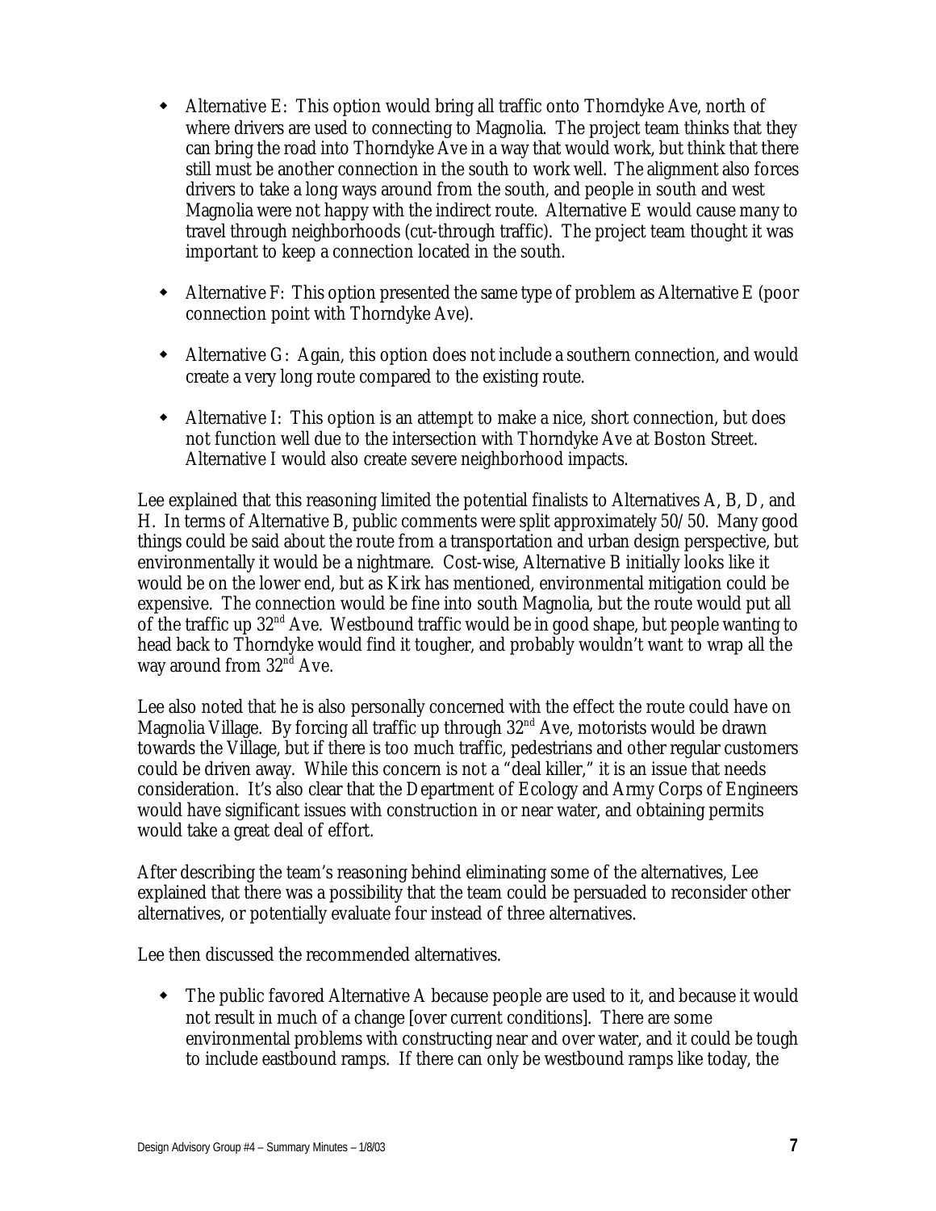- Alternative E: This option would bring all traffic onto Thorndyke Ave, north of where drivers are used to connecting to Magnolia. The project team thinks that they can bring the road into Thorndyke Ave in a way that would work, but think that there still must be another connection in the south to work well. The alignment also forces drivers to take a long ways around from the south, and people in south and west Magnolia were not happy with the indirect route. Alternative E would cause many to travel through neighborhoods (cut-through traffic). The project team thought it was important to keep a connection located in the south.

- Alternative F: This option presented the same type of problem as Alternative E (poor connection point with Thorndyke Ave).

- Alternative G: Again, this option does not include a southern connection, and would create a very long route compared to the existing route.

- Alternative I: This option is an attempt to make a nice, short connection, but does not function well due to the intersection with Thorndyke Ave at Boston Street. Alternative I would also create severe neighborhood impacts.

Lee explained that this reasoning limited the potential finalists to Alternatives A, B, D, and H. In terms of Alternative B, public comments were split approximately 50/50. Many good things could be said about the route from a transportation and urban design perspective, but environmentally it would be a nightmare. Cost-wise, Alternative B initially looks like it would be on the lower end, but as Kirk has mentioned, environmental mitigation could be expensive. The connection would be fine into south Magnolia, but the route would put all of the traffic up 32nd Ave. Westbound traffic would be in good shape, but people wanting to head back to Thorndyke would find it tougher, and probably wouldn't want to wrap all the way around from 32nd Ave.

Lee also noted that he is also personally concerned with the effect the route could have on Magnolia Village. By forcing all traffic up through 32nd Ave, motorists would be drawn towards the Village, but if there is too much traffic, pedestrians and other regular customers could be driven away. While this concern is not a "deal killer," it is an issue that needs consideration. It's also clear that the Department of Ecology and Army Corps of Engineers would have significant issues with construction in or near water, and obtaining permits would take a great deal of effort.

After describing the team's reasoning behind eliminating some of the alternatives, Lee explained that there was a possibility that the team could be persuaded to reconsider other alternatives, or potentially evaluate four instead of three alternatives.

Lee then discussed the recommended alternatives.

- The public favored Alternative A because people are used to it, and because it would not result in much of a change [over current conditions]. There are some environmental problems with constructing near and over water, and it could be tough to include eastbound ramps. If there can only be westbound ramps like today, the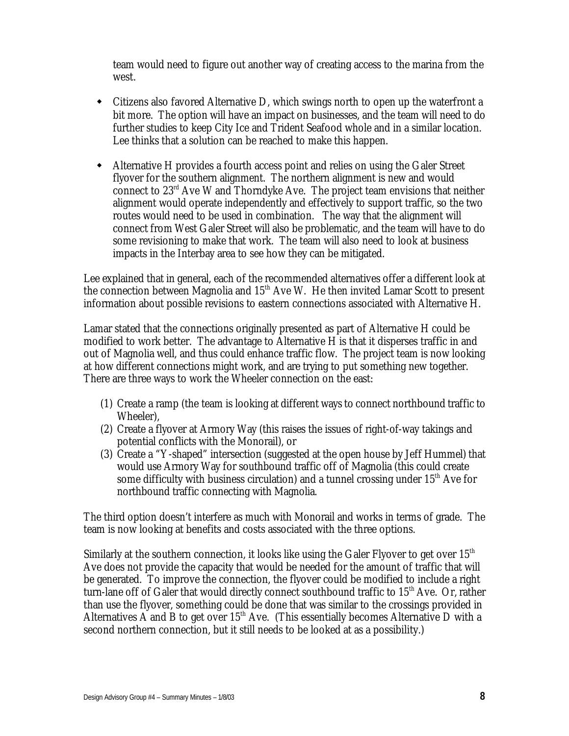team would need to figure out another way of creating access to the marina from the west.

- Citizens also favored Alternative D, which swings north to open up the waterfront a bit more. The option will have an impact on businesses, and the team will need to do further studies to keep City Ice and Trident Seafood whole and in a similar location. Lee thinks that a solution can be reached to make this happen.

- Alternative H provides a fourth access point and relies on using the Galer Street flyover for the southern alignment. The northern alignment is new and would connect to 23rd Ave W and Thorndyke Ave. The project team envisions that neither alignment would operate independently and effectively to support traffic, so the two routes would need to be used in combination. The way that the alignment will connect from West Galer Street will also be problematic, and the team will have to do some revisioning to make that work. The team will also need to look at business impacts in the Interbay area to see how they can be mitigated.

Lee explained that in general, each of the recommended alternatives offer a different look at the connection between Magnolia and 15th Ave W. He then invited Lamar Scott to present information about possible revisions to eastern connections associated with Alternative H.

Lamar stated that the connections originally presented as part of Alternative H could be modified to work better. The advantage to Alternative H is that it disperses traffic in and out of Magnolia well, and thus could enhance traffic flow. The project team is now looking at how different connections might work, and are trying to put something new together. There are three ways to work the Wheeler connection on the east:

(1) Create a ramp (the team is looking at different ways to connect northbound traffic to Wheeler),
(2) Create a flyover at Armory Way (this raises the issues of right-of-way takings and potential conflicts with the Monorail), or
(3) Create a "Y-shaped" intersection (suggested at the open house by Jeff Hummel) that would use Armory Way for southbound traffic off of Magnolia (this could create some difficulty with business circulation) and a tunnel crossing under 15th Ave for northbound traffic connecting with Magnolia.

The third option doesn't interfere as much with Monorail and works in terms of grade. The team is now looking at benefits and costs associated with the three options.

Similarly at the southern connection, it looks like using the Galer Flyover to get over 15th Ave does not provide the capacity that would be needed for the amount of traffic that will be generated. To improve the connection, the flyover could be modified to include a right turn-lane off of Galer that would directly connect southbound traffic to 15th Ave. Or, rather than use the flyover, something could be done that was similar to the crossings provided in Alternatives A and B to get over 15th Ave. (This essentially becomes Alternative D with a second northern connection, but it still needs to be looked at as a possibility.)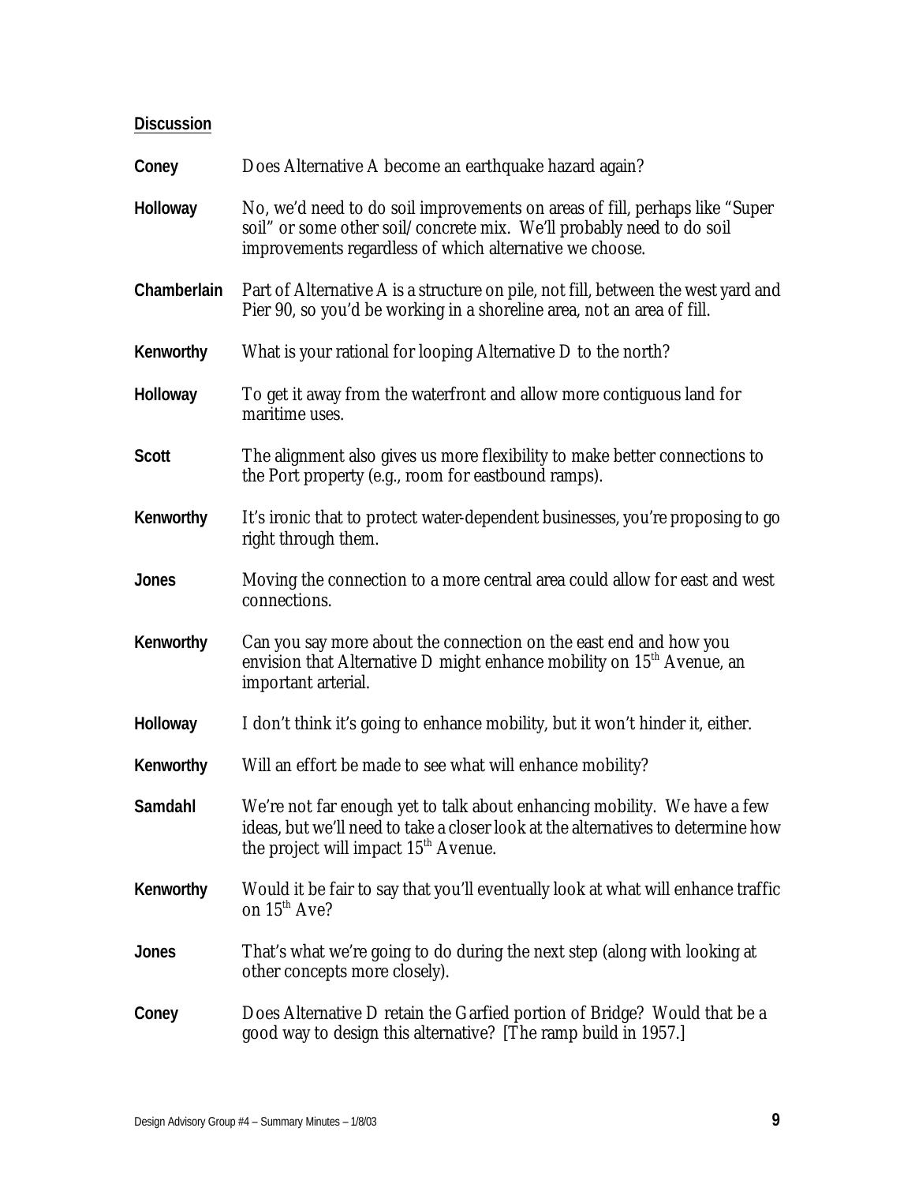**Discussion**

**Coney** Does Alternative A become an earthquake hazard again?

**Holloway** No, we'd need to do soil improvements on areas of fill, perhaps like "Super soil" or some other soil/concrete mix. We'll probably need to do soil improvements regardless of which alternative we choose.

**Chamberlain** Part of Alternative A is a structure on pile, not fill, between the west yard and Pier 90, so you'd be working in a shoreline area, not an area of fill.

**Kenworthy** What is your rational for looping Alternative D to the north?

**Holloway** To get it away from the waterfront and allow more contiguous land for maritime uses.

**Scott** The alignment also gives us more flexibility to make better connections to the Port property (e.g., room for eastbound ramps).

**Kenworthy** It's ironic that to protect water-dependent businesses, you're proposing to go right through them.

**Jones** Moving the connection to a more central area could allow for east and west connections.

**Kenworthy** Can you say more about the connection on the east end and how you envision that Alternative D might enhance mobility on 15th Avenue, an important arterial.

**Holloway** I don't think it's going to enhance mobility, but it won't hinder it, either.

**Kenworthy** Will an effort be made to see what will enhance mobility?

**Samdahl** We're not far enough yet to talk about enhancing mobility. We have a few ideas, but we'll need to take a closer look at the alternatives to determine how the project will impact 15th Avenue.

**Kenworthy** Would it be fair to say that you'll eventually look at what will enhance traffic on 15th Ave?

**Jones** That's what we're going to do during the next step (along with looking at other concepts more closely).

**Coney** Does Alternative D retain the Garfied portion of Bridge? Would that be a good way to design this alternative? [The ramp build in 1957.]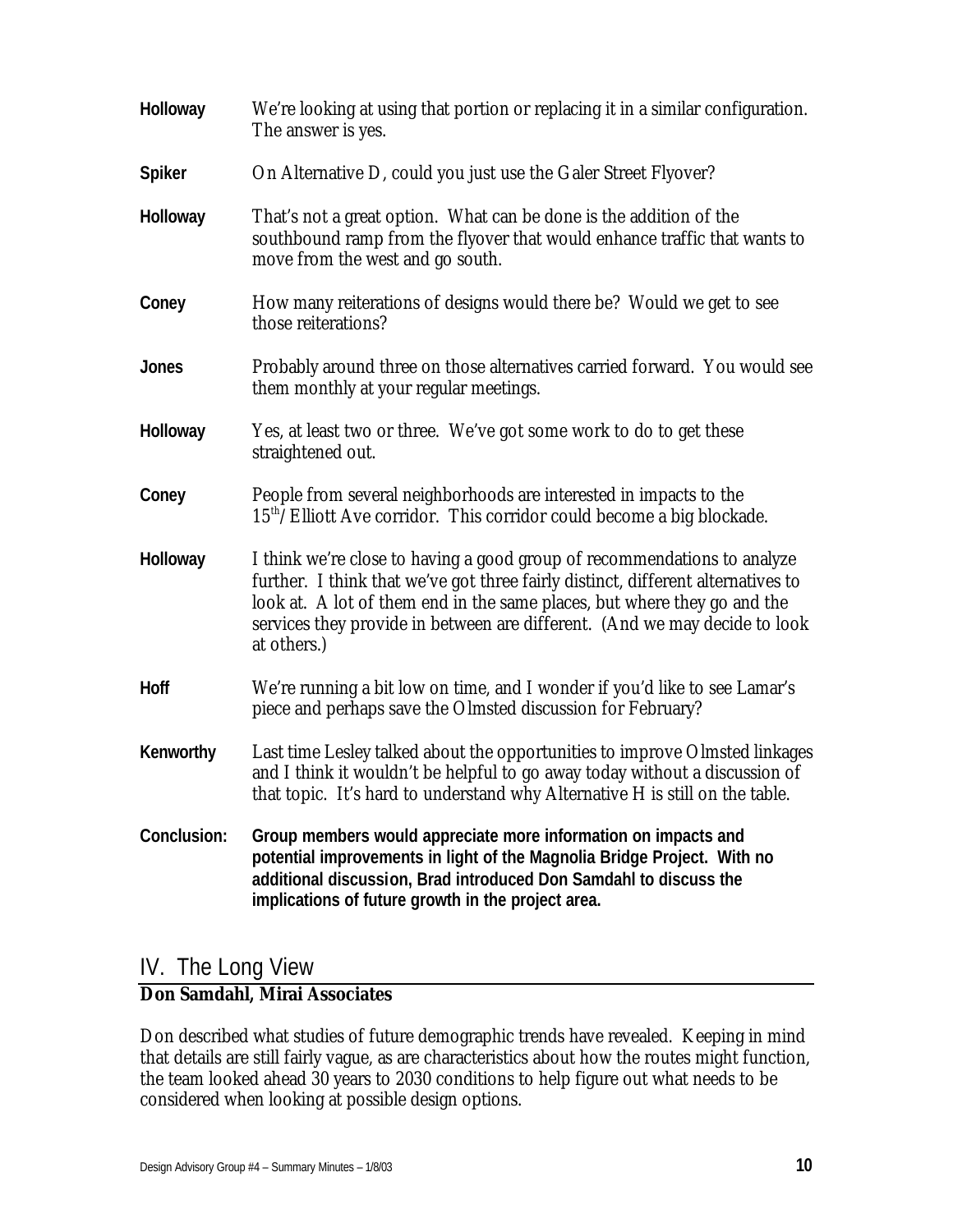**Holloway** We're looking at using that portion or replacing it in a similar configuration. The answer is yes.

**Spiker** On Alternative D, could you just use the Galer Street Flyover?

**Holloway** That's not a great option. What can be done is the addition of the southbound ramp from the flyover that would enhance traffic that wants to move from the west and go south.

**Coney** How many reiterations of designs would there be? Would we get to see those reiterations?

**Jones** Probably around three on those alternatives carried forward. You would see them monthly at your regular meetings.

**Holloway** Yes, at least two or three. We've got some work to do to get these straightened out.

**Coney** People from several neighborhoods are interested in impacts to the 15th/Elliott Ave corridor. This corridor could become a big blockade.

**Holloway** I think we're close to having a good group of recommendations to analyze further. I think that we've got three fairly distinct, different alternatives to look at. A lot of them end in the same places, but where they go and the services they provide in between are different. (And we may decide to look at others.)

**Hoff** We're running a bit low on time, and I wonder if you'd like to see Lamar's piece and perhaps save the Olmsted discussion for February?

**Kenworthy** Last time Lesley talked about the opportunities to improve Olmsted linkages and I think it wouldn't be helpful to go away today without a discussion of that topic. It's hard to understand why Alternative H is still on the table.

**Conclusion:** **Group members would appreciate more information on impacts and potential improvements in light of the Magnolia Bridge Project. With no additional discussion, Brad introduced Don Samdahl to discuss the implications of future growth in the project area.**

## IV. The Long View

**Don Samdahl, Mirai Associates**

Don described what studies of future demographic trends have revealed. Keeping in mind that details are still fairly vague, as are characteristics about how the routes might function, the team looked ahead 30 years to 2030 conditions to help figure out what needs to be considered when looking at possible design options.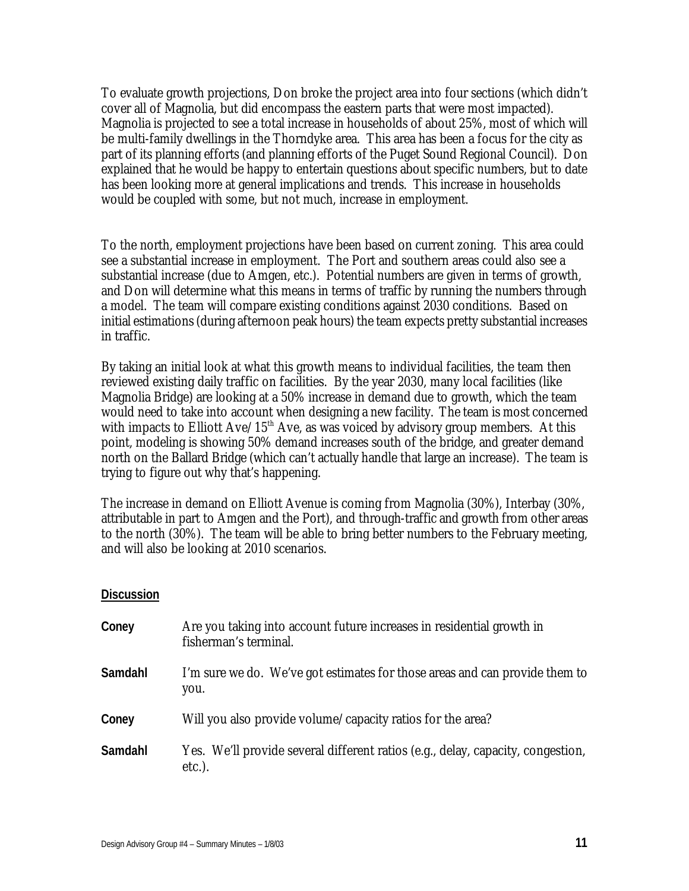To evaluate growth projections, Don broke the project area into four sections (which didn't cover all of Magnolia, but did encompass the eastern parts that were most impacted). Magnolia is projected to see a total increase in households of about 25%, most of which will be multi-family dwellings in the Thorndyke area. This area has been a focus for the city as part of its planning efforts (and planning efforts of the Puget Sound Regional Council). Don explained that he would be happy to entertain questions about specific numbers, but to date has been looking more at general implications and trends. This increase in households would be coupled with some, but not much, increase in employment.

To the north, employment projections have been based on current zoning. This area could see a substantial increase in employment. The Port and southern areas could also see a substantial increase (due to Amgen, etc.). Potential numbers are given in terms of growth, and Don will determine what this means in terms of traffic by running the numbers through a model. The team will compare existing conditions against 2030 conditions. Based on initial estimations (during afternoon peak hours) the team expects pretty substantial increases in traffic.

By taking an initial look at what this growth means to individual facilities, the team then reviewed existing daily traffic on facilities. By the year 2030, many local facilities (like Magnolia Bridge) are looking at a 50% increase in demand due to growth, which the team would need to take into account when designing a new facility. The team is most concerned with impacts to Elliott Ave/15th Ave, as was voiced by advisory group members. At this point, modeling is showing 50% demand increases south of the bridge, and greater demand north on the Ballard Bridge (which can't actually handle that large an increase). The team is trying to figure out why that's happening.

The increase in demand on Elliott Avenue is coming from Magnolia (30%), Interbay (30%, attributable in part to Amgen and the Port), and through-traffic and growth from other areas to the north (30%). The team will be able to bring better numbers to the February meeting, and will also be looking at 2010 scenarios.

**Discussion**

**Coney** Are you taking into account future increases in residential growth in fisherman's terminal.

**Samdahl** I'm sure we do. We've got estimates for those areas and can provide them to you.

**Coney** Will you also provide volume/capacity ratios for the area?

**Samdahl** Yes. We'll provide several different ratios (e.g., delay, capacity, congestion, etc.).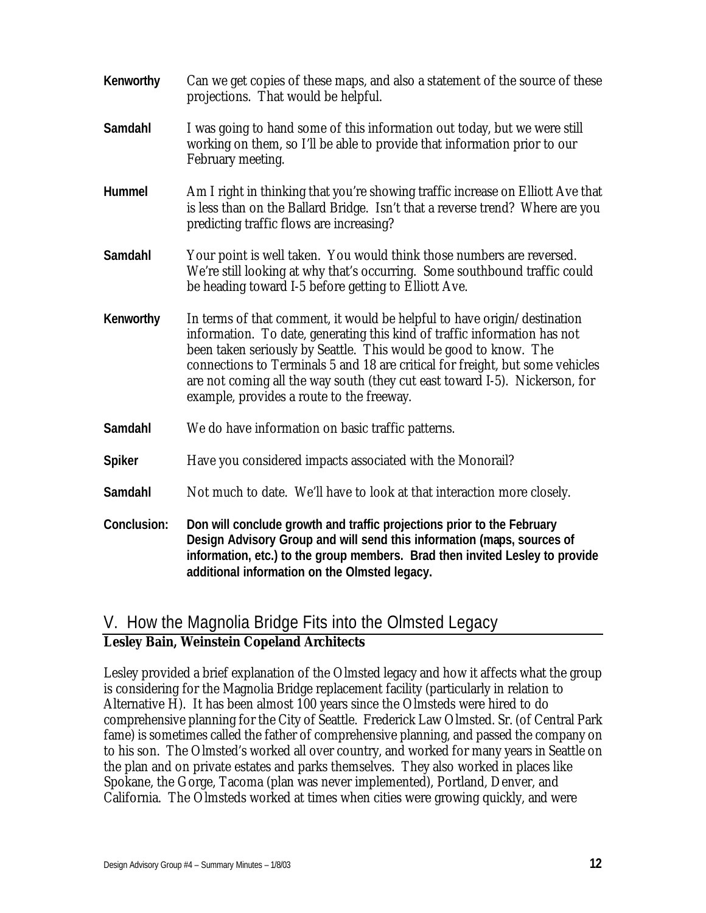**Kenworthy** Can we get copies of these maps, and also a statement of the source of these projections. That would be helpful.

**Samdahl** I was going to hand some of this information out today, but we were still working on them, so I'll be able to provide that information prior to our February meeting.

**Hummel** Am I right in thinking that you're showing traffic increase on Elliott Ave that is less than on the Ballard Bridge. Isn't that a reverse trend? Where are you predicting traffic flows are increasing?

**Samdahl** Your point is well taken. You would think those numbers are reversed. We're still looking at why that's occurring. Some southbound traffic could be heading toward I-5 before getting to Elliott Ave.

**Kenworthy** In terms of that comment, it would be helpful to have origin/destination information. To date, generating this kind of traffic information has not been taken seriously by Seattle. This would be good to know. The connections to Terminals 5 and 18 are critical for freight, but some vehicles are not coming all the way south (they cut east toward I-5). Nickerson, for example, provides a route to the freeway.

**Samdahl** We do have information on basic traffic patterns.

**Spiker** Have you considered impacts associated with the Monorail?

**Samdahl** Not much to date. We'll have to look at that interaction more closely.

**Conclusion: Don will conclude growth and traffic projections prior to the February Design Advisory Group and will send this information (maps, sources of information, etc.) to the group members. Brad then invited Lesley to provide additional information on the Olmsted legacy.**

## V. How the Magnolia Bridge Fits into the Olmsted Legacy

**Lesley Bain, Weinstein Copeland Architects**

Lesley provided a brief explanation of the Olmsted legacy and how it affects what the group is considering for the Magnolia Bridge replacement facility (particularly in relation to Alternative H). It has been almost 100 years since the Olmsteds were hired to do comprehensive planning for the City of Seattle. Frederick Law Olmsted. Sr. (of Central Park fame) is sometimes called the father of comprehensive planning, and passed the company on to his son. The Olmsted's worked all over country, and worked for many years in Seattle on the plan and on private estates and parks themselves. They also worked in places like Spokane, the Gorge, Tacoma (plan was never implemented), Portland, Denver, and California. The Olmsteds worked at times when cities were growing quickly, and were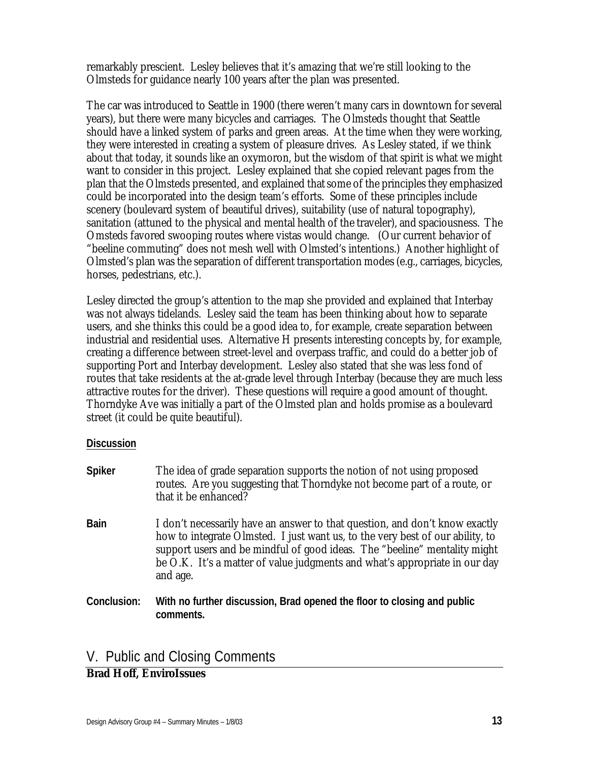remarkably prescient. Lesley believes that it's amazing that we're still looking to the Olmsteds for guidance nearly 100 years after the plan was presented.

The car was introduced to Seattle in 1900 (there weren't many cars in downtown for several years), but there were many bicycles and carriages. The Olmsteds thought that Seattle should have a linked system of parks and green areas. At the time when they were working, they were interested in creating a system of pleasure drives. As Lesley stated, if we think about that today, it sounds like an oxymoron, but the wisdom of that spirit is what we might want to consider in this project. Lesley explained that she copied relevant pages from the plan that the Olmsteds presented, and explained that some of the principles they emphasized could be incorporated into the design team's efforts. Some of these principles include scenery (boulevard system of beautiful drives), suitability (use of natural topography), sanitation (attuned to the physical and mental health of the traveler), and spaciousness. The Omsteds favored swooping routes where vistas would change. (Our current behavior of "beeline commuting" does not mesh well with Olmsted's intentions.) Another highlight of Olmsted's plan was the separation of different transportation modes (e.g., carriages, bicycles, horses, pedestrians, etc.).

Lesley directed the group's attention to the map she provided and explained that Interbay was not always tidelands. Lesley said the team has been thinking about how to separate users, and she thinks this could be a good idea to, for example, create separation between industrial and residential uses. Alternative H presents interesting concepts by, for example, creating a difference between street-level and overpass traffic, and could do a better job of supporting Port and Interbay development. Lesley also stated that she was less fond of routes that take residents at the at-grade level through Interbay (because they are much less attractive routes for the driver). These questions will require a good amount of thought. Thorndyke Ave was initially a part of the Olmsted plan and holds promise as a boulevard street (it could be quite beautiful).

**Discussion**

**Spiker** The idea of grade separation supports the notion of not using proposed routes. Are you suggesting that Thorndyke not become part of a route, or that it be enhanced?

**Bain** I don't necessarily have an answer to that question, and don't know exactly how to integrate Olmsted. I just want us, to the very best of our ability, to support users and be mindful of good ideas. The "beeline" mentality might be O.K. It's a matter of value judgments and what's appropriate in our day and age.

**Conclusion:** **With no further discussion, Brad opened the floor to closing and public comments.**

## V. Public and Closing Comments

**Brad Hoff, EnviroIssues**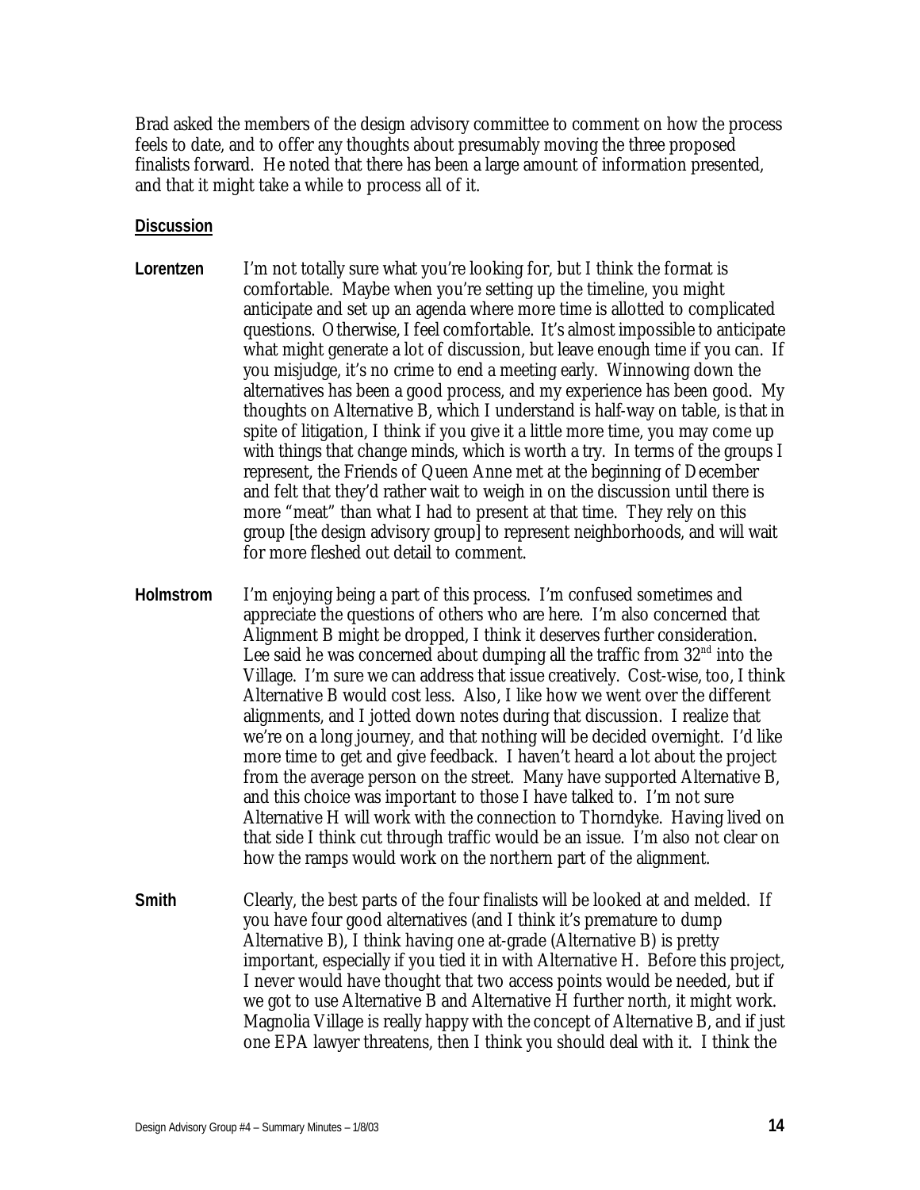Brad asked the members of the design advisory committee to comment on how the process feels to date, and to offer any thoughts about presumably moving the three proposed finalists forward. He noted that there has been a large amount of information presented, and that it might take a while to process all of it.

**Discussion**

**Lorentzen** I'm not totally sure what you're looking for, but I think the format is comfortable. Maybe when you're setting up the timeline, you might anticipate and set up an agenda where more time is allotted to complicated questions. Otherwise, I feel comfortable. It's almost impossible to anticipate what might generate a lot of discussion, but leave enough time if you can. If you misjudge, it's no crime to end a meeting early. Winnowing down the alternatives has been a good process, and my experience has been good. My thoughts on Alternative B, which I understand is half-way on table, is that in spite of litigation, I think if you give it a little more time, you may come up with things that change minds, which is worth a try. In terms of the groups I represent, the Friends of Queen Anne met at the beginning of December and felt that they'd rather wait to weigh in on the discussion until there is more "meat" than what I had to present at that time. They rely on this group [the design advisory group] to represent neighborhoods, and will wait for more fleshed out detail to comment.

**Holmstrom** I'm enjoying being a part of this process. I'm confused sometimes and appreciate the questions of others who are here. I'm also concerned that Alignment B might be dropped, I think it deserves further consideration. Lee said he was concerned about dumping all the traffic from 32nd into the Village. I'm sure we can address that issue creatively. Cost-wise, too, I think Alternative B would cost less. Also, I like how we went over the different alignments, and I jotted down notes during that discussion. I realize that we're on a long journey, and that nothing will be decided overnight. I'd like more time to get and give feedback. I haven't heard a lot about the project from the average person on the street. Many have supported Alternative B, and this choice was important to those I have talked to. I'm not sure Alternative H will work with the connection to Thorndyke. Having lived on that side I think cut through traffic would be an issue. I'm also not clear on how the ramps would work on the northern part of the alignment.

**Smith** Clearly, the best parts of the four finalists will be looked at and melded. If you have four good alternatives (and I think it's premature to dump Alternative B), I think having one at-grade (Alternative B) is pretty important, especially if you tied it in with Alternative H. Before this project, I never would have thought that two access points would be needed, but if we got to use Alternative B and Alternative H further north, it might work. Magnolia Village is really happy with the concept of Alternative B, and if just one EPA lawyer threatens, then I think you should deal with it. I think the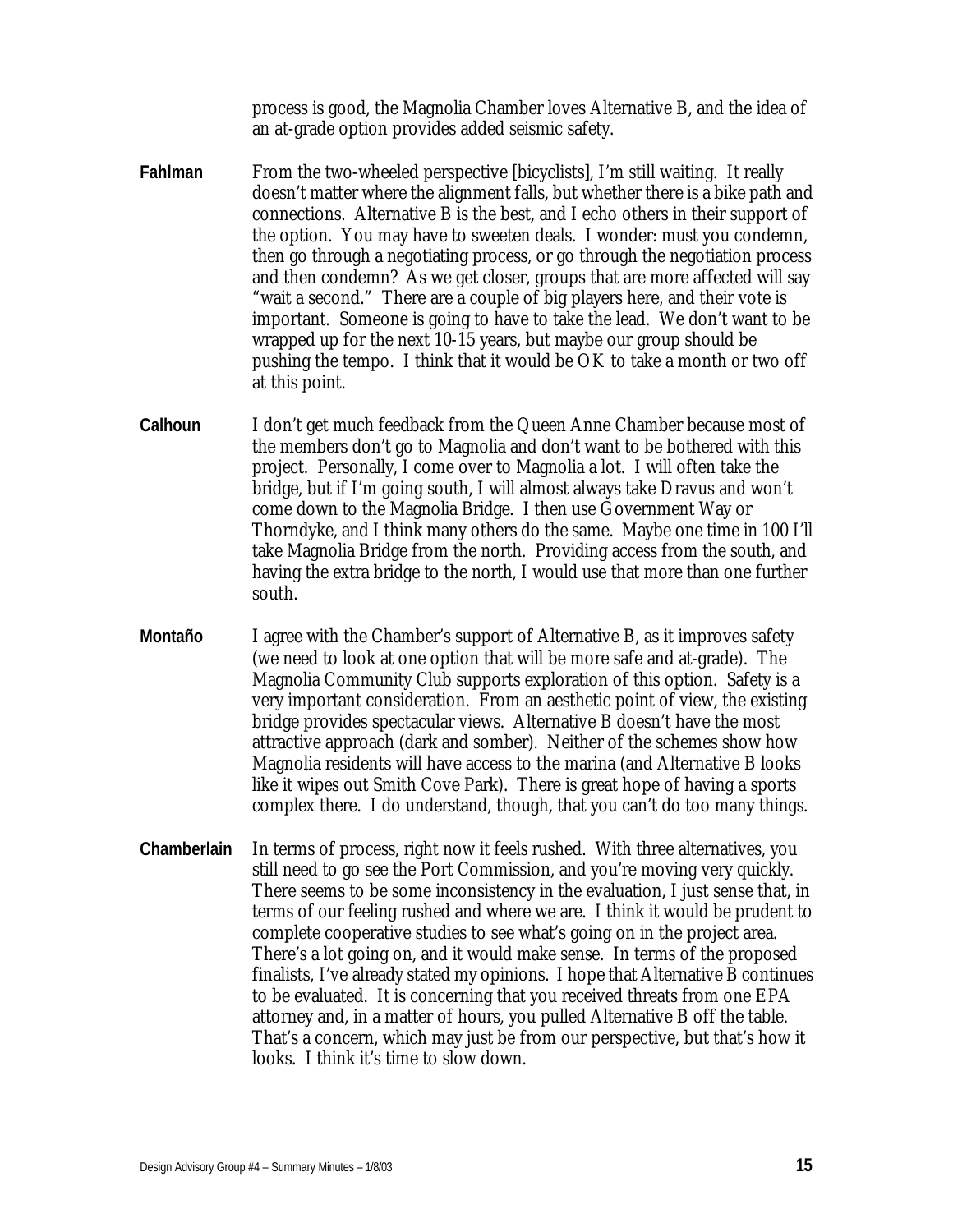process is good, the Magnolia Chamber loves Alternative B, and the idea of an at-grade option provides added seismic safety.

**Fahlman** From the two-wheeled perspective [bicyclists], I'm still waiting. It really doesn't matter where the alignment falls, but whether there is a bike path and connections. Alternative B is the best, and I echo others in their support of the option. You may have to sweeten deals. I wonder: must you condemn, then go through a negotiating process, or go through the negotiation process and then condemn? As we get closer, groups that are more affected will say "wait a second." There are a couple of big players here, and their vote is important. Someone is going to have to take the lead. We don't want to be wrapped up for the next 10-15 years, but maybe our group should be pushing the tempo. I think that it would be OK to take a month or two off at this point.

**Calhoun** I don't get much feedback from the Queen Anne Chamber because most of the members don't go to Magnolia and don't want to be bothered with this project. Personally, I come over to Magnolia a lot. I will often take the bridge, but if I'm going south, I will almost always take Dravus and won't come down to the Magnolia Bridge. I then use Government Way or Thorndyke, and I think many others do the same. Maybe one time in 100 I'll take Magnolia Bridge from the north. Providing access from the south, and having the extra bridge to the north, I would use that more than one further south.

**Montaño** I agree with the Chamber's support of Alternative B, as it improves safety (we need to look at one option that will be more safe and at-grade). The Magnolia Community Club supports exploration of this option. Safety is a very important consideration. From an aesthetic point of view, the existing bridge provides spectacular views. Alternative B doesn't have the most attractive approach (dark and somber). Neither of the schemes show how Magnolia residents will have access to the marina (and Alternative B looks like it wipes out Smith Cove Park). There is great hope of having a sports complex there. I do understand, though, that you can't do too many things.

**Chamberlain** In terms of process, right now it feels rushed. With three alternatives, you still need to go see the Port Commission, and you're moving very quickly. There seems to be some inconsistency in the evaluation, I just sense that, in terms of our feeling rushed and where we are. I think it would be prudent to complete cooperative studies to see what's going on in the project area. There's a lot going on, and it would make sense. In terms of the proposed finalists, I've already stated my opinions. I hope that Alternative B continues to be evaluated. It is concerning that you received threats from one EPA attorney and, in a matter of hours, you pulled Alternative B off the table. That's a concern, which may just be from our perspective, but that's how it looks. I think it's time to slow down.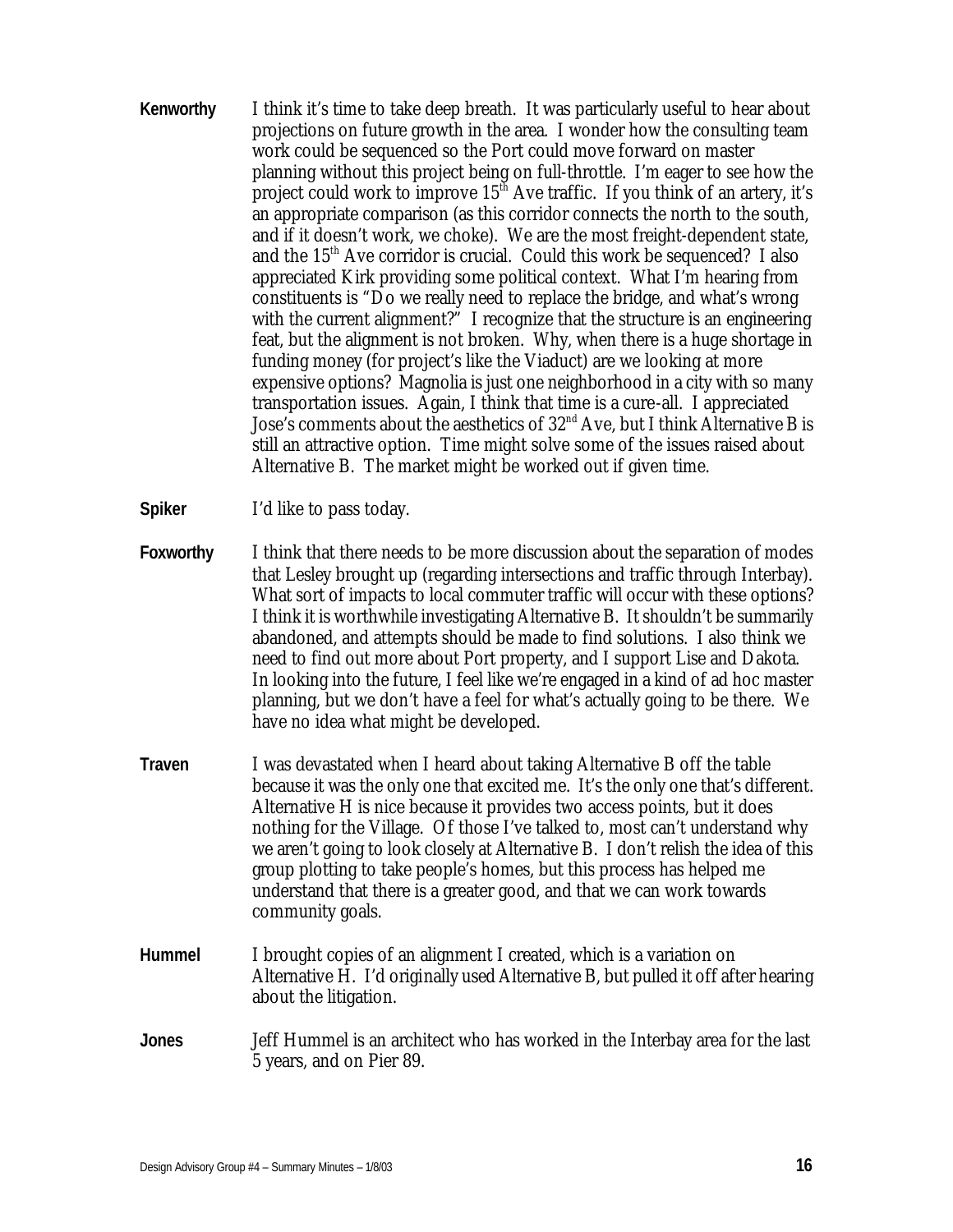**Kenworthy** I think it's time to take deep breath. It was particularly useful to hear about projections on future growth in the area. I wonder how the consulting team work could be sequenced so the Port could move forward on master planning without this project being on full-throttle. I'm eager to see how the project could work to improve 15th Ave traffic. If you think of an artery, it's an appropriate comparison (as this corridor connects the north to the south, and if it doesn't work, we choke). We are the most freight-dependent state, and the 15th Ave corridor is crucial. Could this work be sequenced? I also appreciated Kirk providing some political context. What I'm hearing from constituents is "Do we really need to replace the bridge, and what's wrong with the current alignment?" I recognize that the structure is an engineering feat, but the alignment is not broken. Why, when there is a huge shortage in funding money (for project's like the Viaduct) are we looking at more expensive options? Magnolia is just one neighborhood in a city with so many transportation issues. Again, I think that time is a cure-all. I appreciated Jose's comments about the aesthetics of 32nd Ave, but I think Alternative B is still an attractive option. Time might solve some of the issues raised about Alternative B. The market might be worked out if given time.

**Spiker** I'd like to pass today.

**Foxworthy** I think that there needs to be more discussion about the separation of modes that Lesley brought up (regarding intersections and traffic through Interbay). What sort of impacts to local commuter traffic will occur with these options? I think it is worthwhile investigating Alternative B. It shouldn't be summarily abandoned, and attempts should be made to find solutions. I also think we need to find out more about Port property, and I support Lise and Dakota. In looking into the future, I feel like we're engaged in a kind of ad hoc master planning, but we don't have a feel for what's actually going to be there. We have no idea what might be developed.

**Traven** I was devastated when I heard about taking Alternative B off the table because it was the only one that excited me. It's the only one that's different. Alternative H is nice because it provides two access points, but it does nothing for the Village. Of those I've talked to, most can't understand why we aren't going to look closely at Alternative B. I don't relish the idea of this group plotting to take people's homes, but this process has helped me understand that there is a greater good, and that we can work towards community goals.

**Hummel** I brought copies of an alignment I created, which is a variation on Alternative H. I'd originally used Alternative B, but pulled it off after hearing about the litigation.

**Jones** Jeff Hummel is an architect who has worked in the Interbay area for the last 5 years, and on Pier 89.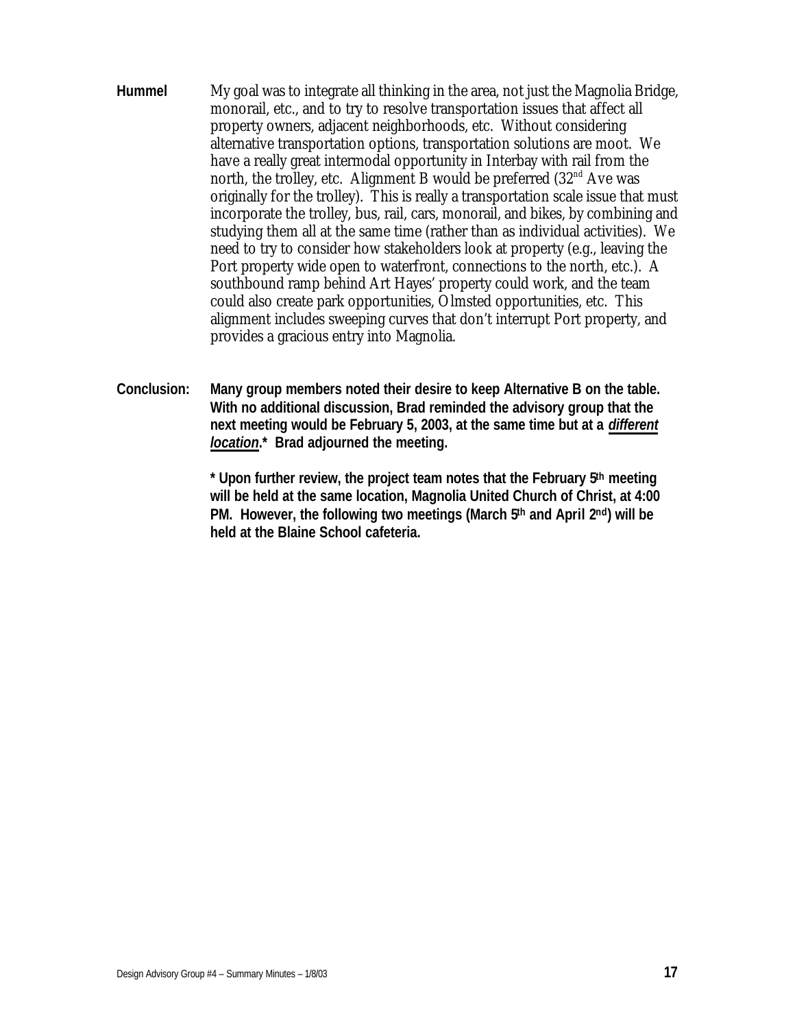**Hummel** My goal was to integrate all thinking in the area, not just the Magnolia Bridge, monorail, etc., and to try to resolve transportation issues that affect all property owners, adjacent neighborhoods, etc. Without considering alternative transportation options, transportation solutions are moot. We have a really great intermodal opportunity in Interbay with rail from the north, the trolley, etc. Alignment B would be preferred (32nd Ave was originally for the trolley). This is really a transportation scale issue that must incorporate the trolley, bus, rail, cars, monorail, and bikes, by combining and studying them all at the same time (rather than as individual activities). We need to try to consider how stakeholders look at property (e.g., leaving the Port property wide open to waterfront, connections to the north, etc.). A southbound ramp behind Art Hayes' property could work, and the team could also create park opportunities, Olmsted opportunities, etc. This alignment includes sweeping curves that don't interrupt Port property, and provides a gracious entry into Magnolia.

**Conclusion: Many group members noted their desire to keep Alternative B on the table. With no additional discussion, Brad reminded the advisory group that the next meeting would be February 5, 2003, at the same time but at a *different location*.* Brad adjourned the meeting.**

**\* Upon further review, the project team notes that the February 5th meeting will be held at the same location, Magnolia United Church of Christ, at 4:00 PM. However, the following two meetings (March 5th and April 2nd) will be held at the Blaine School cafeteria.**